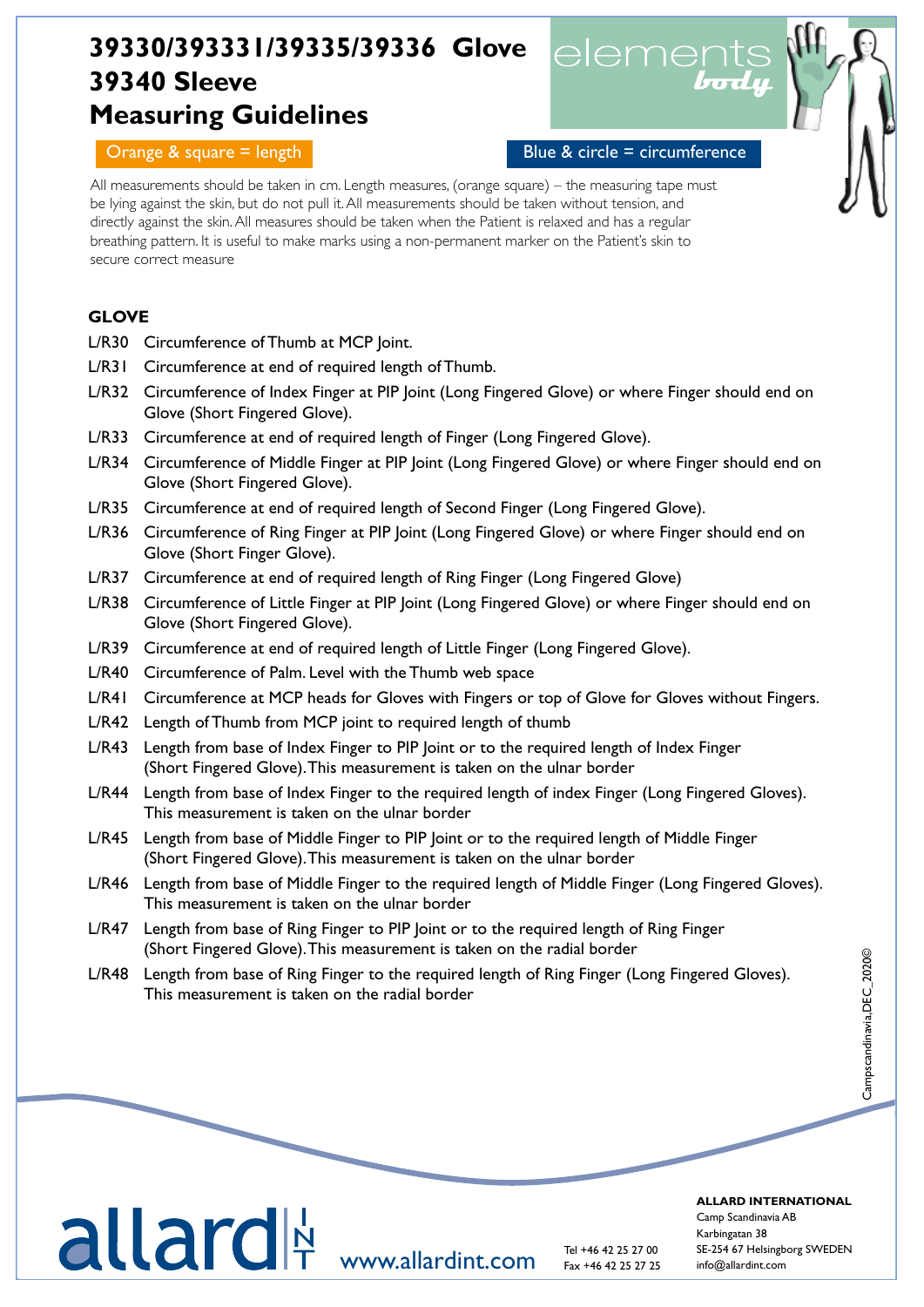# 39330/393331/39335/39336 Glove 39340 Sleeve Measuring Guidelines

Orange & square = length

Blue & circle = circumference

All measurements should be taken in cm. Length measures, (orange square) – the measuring tape must be lying against the skin, but do not pull it. All measurements should be taken without tension, and directly against the skin. All measures should be taken when the Patient is relaxed and has a regular breathing pattern. It is useful to make marks using a non-permanent marker on the Patient's skin to secure correct measure

## GLOVE

- L/R30 Circumference of Thumb at MCP Joint.
- L/R31 Circumference at end of required length of Thumb.
- L/R32 Circumference of Index Finger at PIP Joint (Long Fingered Glove) or where Finger should end on Glove (Short Fingered Glove).
- L/R33 Circumference at end of required length of Finger (Long Fingered Glove).
- L/R34 Circumference of Middle Finger at PIP Joint (Long Fingered Glove) or where Finger should end on Glove (Short Fingered Glove).
- L/R35 Circumference at end of required length of Second Finger (Long Fingered Glove).
- L/R36 Circumference of Ring Finger at PIP Joint (Long Fingered Glove) or where Finger should end on Glove (Short Finger Glove).
- L/R37 Circumference at end of required length of Ring Finger (Long Fingered Glove)
- L/R38 Circumference of Little Finger at PIP Joint (Long Fingered Glove) or where Finger should end on Glove (Short Fingered Glove).
- L/R39 Circumference at end of required length of Little Finger (Long Fingered Glove).
- L/R40 Circumference of Palm. Level with the Thumb web space
- L/R41 Circumference at MCP heads for Gloves with Fingers or top of Glove for Gloves without Fingers.
- L/R42 Length of Thumb from MCP joint to required length of thumb
- L/R43 Length from base of Index Finger to PIP Joint or to the required length of Index Finger (Short Fingered Glove). This measurement is taken on the ulnar border
- L/R44 Length from base of Index Finger to the required length of index Finger (Long Fingered Gloves). This measurement is taken on the ulnar border
- L/R45 Length from base of Middle Finger to PIP Joint or to the required length of Middle Finger (Short Fingered Glove). This measurement is taken on the ulnar border
- L/R46 Length from base of Middle Finger to the required length of Middle Finger (Long Fingered Gloves). This measurement is taken on the ulnar border
- L/R47 Length from base of Ring Finger to PIP Joint or to the required length of Ring Finger (Short Fingered Glove). This measurement is taken on the radial border
- L/R48 Length from base of Ring Finger to the required length of Ring Finger (Long Fingered Gloves). This measurement is taken on the radial border

Campscandinavia,DEC_2020©

allard INT www.allardint.com

Tel +46 42 25 27 00
Fax +46 42 25 27 25

**ALLARD INTERNATIONAL**
Camp Scandinavia AB
Karbingatan 38
SE-254 67 Helsingborg SWEDEN
info@allardint.com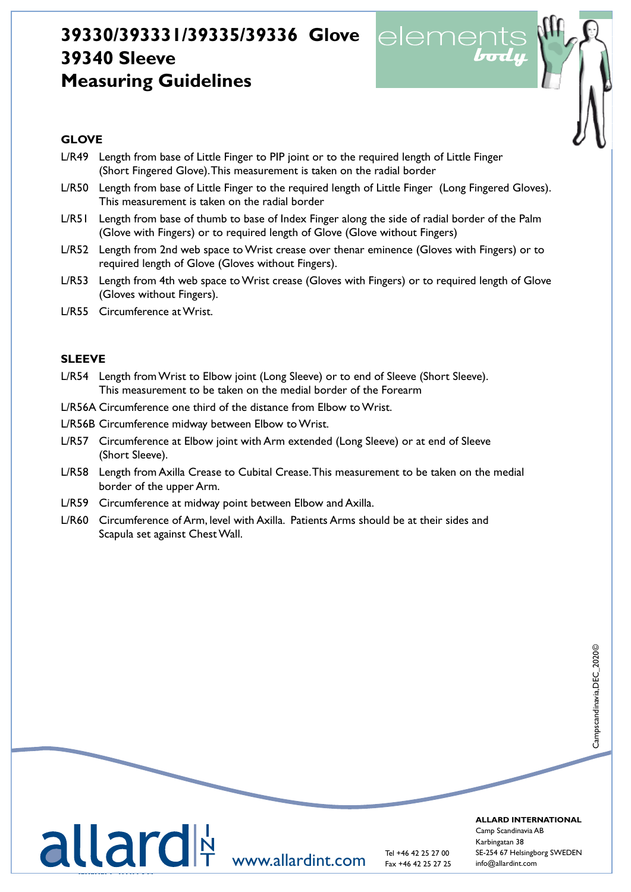# 39330/393331/39335/39336 Glove
# 39340 Sleeve
# Measuring Guidelines

elements body

## GLOVE

L/R49 Length from base of Little Finger to PIP joint or to the required length of Little Finger (Short Fingered Glove). This measurement is taken on the radial border

L/R50 Length from base of Little Finger to the required length of Little Finger (Long Fingered Gloves). This measurement is taken on the radial border

L/R51 Length from base of thumb to base of Index Finger along the side of radial border of the Palm (Glove with Fingers) or to required length of Glove (Glove without Fingers)

L/R52 Length from 2nd web space to Wrist crease over thenar eminence (Gloves with Fingers) or to required length of Glove (Gloves without Fingers).

L/R53 Length from 4th web space to Wrist crease (Gloves with Fingers) or to required length of Glove (Gloves without Fingers).

L/R55 Circumference at Wrist.

## SLEEVE

L/R54 Length from Wrist to Elbow joint (Long Sleeve) or to end of Sleeve (Short Sleeve). This measurement to be taken on the medial border of the Forearm

L/R56A Circumference one third of the distance from Elbow to Wrist.

L/R56B Circumference midway between Elbow to Wrist.

L/R57 Circumference at Elbow joint with Arm extended (Long Sleeve) or at end of Sleeve (Short Sleeve).

L/R58 Length from Axilla Crease to Cubital Crease. This measurement to be taken on the medial border of the upper Arm.

L/R59 Circumference at midway point between Elbow and Axilla.

L/R60 Circumference of Arm, level with Axilla. Patients Arms should be at their sides and Scapula set against Chest Wall.

Campscandinavia,DEC_2020©

allard INT www.allardint.com

Tel +46 42 25 27 00
Fax +46 42 25 27 25

**ALLARD INTERNATIONAL**
Camp Scandinavia AB
Karbingatan 38
SE-254 67 Helsingborg SWEDEN
info@allardint.com